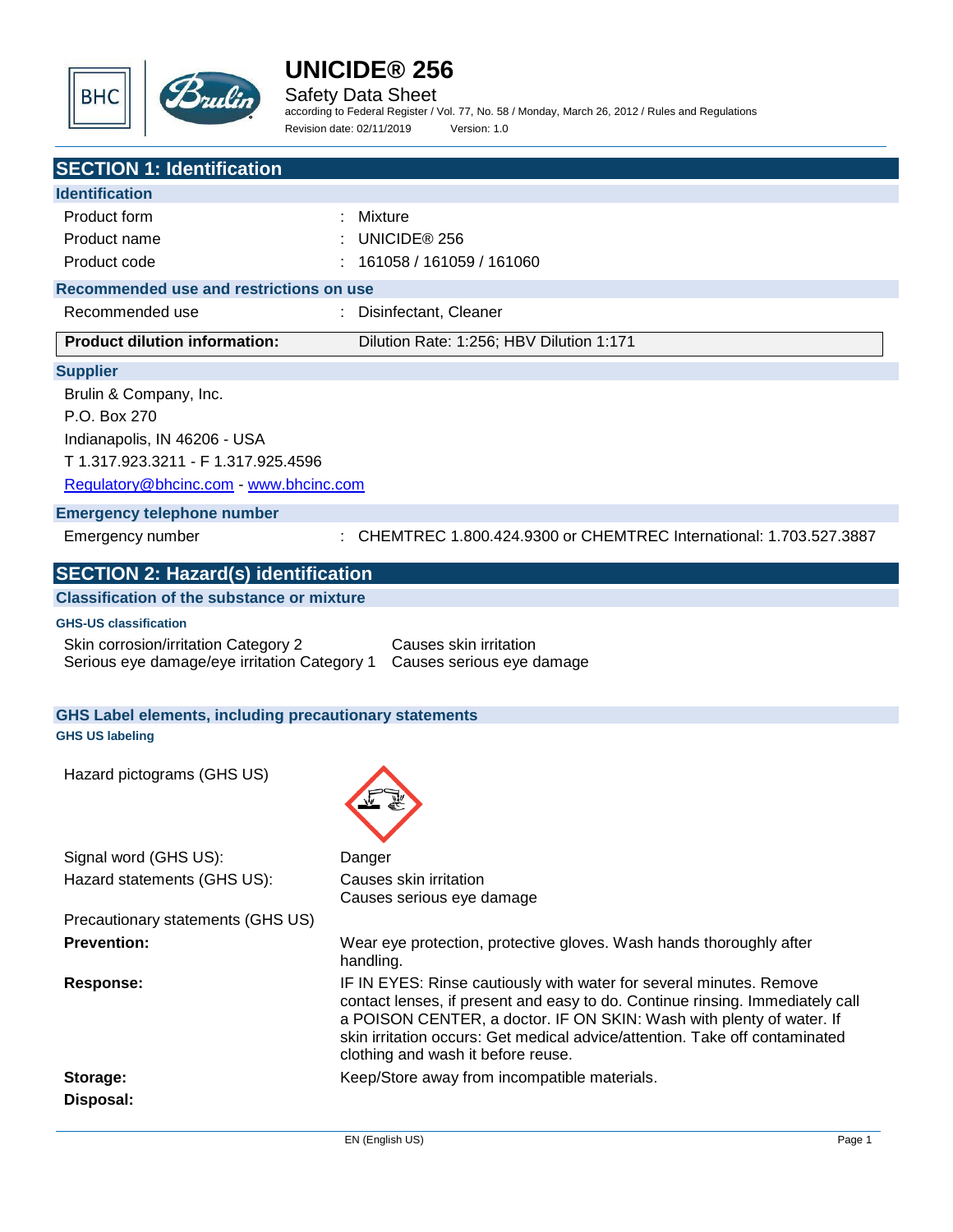# UNICIDE® 256

Safety Data Sheet

according to Federal Register / Vol. 77, No. 58 / Monday, March 26, 2012 / Rules and Regulations

Revision date: 02/11/2019 Version: 1.0

## SECTION 1: Identification

### Identification

| | |
|---|---|
| Product form | : Mixture |
| Product name | : UNICIDE® 256 |
| Product code | : 161058 / 161059 / 161060 |

### Recommended use and restrictions on use

| | |
|---|---|
| Recommended use | : Disinfectant, Cleaner |
| **Product dilution information:** | Dilution Rate: 1:256; HBV Dilution 1:171 |

### Supplier

Brulin & Company, Inc.
P.O. Box 270
Indianapolis, IN 46206 - USA
T 1.317.923.3211 - F 1.317.925.4596
Regulatory@bhcinc.com - www.bhcinc.com

### Emergency telephone number

| | |
|---|---|
| Emergency number | : CHEMTREC 1.800.424.9300 or CHEMTREC International: 1.703.527.3887 |

## SECTION 2: Hazard(s) identification

### Classification of the substance or mixture

**GHS-US classification**

| | |
|---|---|
| Skin corrosion/irritation Category 2 | Causes skin irritation |
| Serious eye damage/eye irritation Category 1 | Causes serious eye damage |

### GHS Label elements, including precautionary statements

**GHS US labeling**

Hazard pictograms (GHS US)

Signal word (GHS US): Danger

Hazard statements (GHS US): Causes skin irritation
Causes serious eye damage

Precautionary statements (GHS US)

**Prevention:** Wear eye protection, protective gloves. Wash hands thoroughly after handling.

**Response:** IF IN EYES: Rinse cautiously with water for several minutes. Remove contact lenses, if present and easy to do. Continue rinsing. Immediately call a POISON CENTER, a doctor. IF ON SKIN: Wash with plenty of water. If skin irritation occurs: Get medical advice/attention. Take off contaminated clothing and wash it before reuse.

**Storage:** Keep/Store away from incompatible materials.

**Disposal:**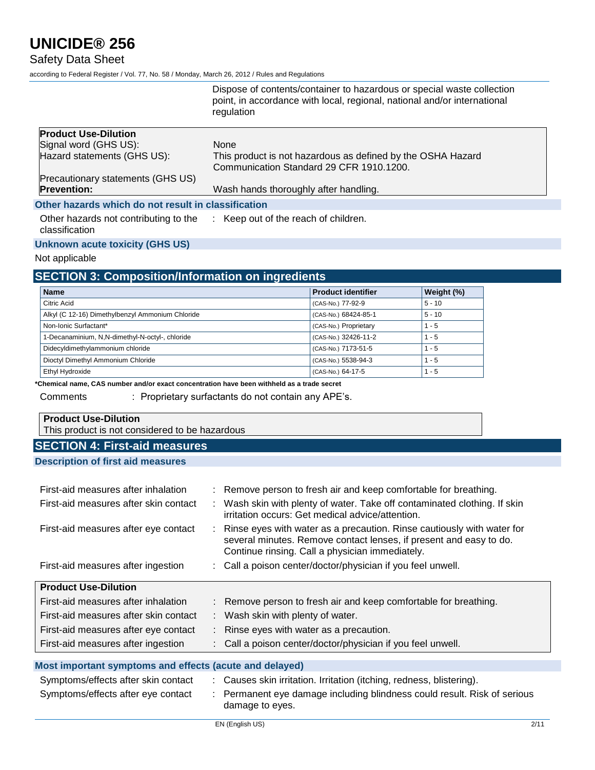Dispose of contents/container to hazardous or special waste collection point, in accordance with local, regional, national and/or international regulation

**Product Use-Dilution**

Signal word (GHS US): None

Hazard statements (GHS US): This product is not hazardous as defined by the OSHA Hazard Communication Standard 29 CFR 1910.1200.

Precautionary statements (GHS US)

**Prevention:** Wash hands thoroughly after handling.

### Other hazards which do not result in classification

Other hazards not contributing to the classification : Keep out of the reach of children.

### Unknown acute toxicity (GHS US)

Not applicable

## SECTION 3: Composition/Information on ingredients

| Name | Product identifier | Weight (%) |
|---|---|---|
| Citric Acid | (CAS-No.) 77-92-9 | 5 - 10 |
| Alkyl (C 12-16) Dimethylbenzyl Ammonium Chloride | (CAS-No.) 68424-85-1 | 5 - 10 |
| Non-Ionic Surfactant* | (CAS-No.) Proprietary | 1 - 5 |
| 1-Decanaminium, N,N-dimethyl-N-octyl-, chloride | (CAS-No.) 32426-11-2 | 1 - 5 |
| Didecyldimethylammonium chloride | (CAS-No.) 7173-51-5 | 1 - 5 |
| Dioctyl Dimethyl Ammonium Chloride | (CAS-No.) 5538-94-3 | 1 - 5 |
| Ethyl Hydroxide | (CAS-No.) 64-17-5 | 1 - 5 |

**\*Chemical name, CAS number and/or exact concentration have been withheld as a trade secret**

Comments : Proprietary surfactants do not contain any APE's.

**Product Use-Dilution**

This product is not considered to be hazardous

## SECTION 4: First-aid measures

### Description of first aid measures

First-aid measures after inhalation : Remove person to fresh air and keep comfortable for breathing.

First-aid measures after skin contact : Wash skin with plenty of water. Take off contaminated clothing. If skin irritation occurs: Get medical advice/attention.

First-aid measures after eye contact : Rinse eyes with water as a precaution. Rinse cautiously with water for several minutes. Remove contact lenses, if present and easy to do. Continue rinsing. Call a physician immediately.

First-aid measures after ingestion : Call a poison center/doctor/physician if you feel unwell.

**Product Use-Dilution**

First-aid measures after inhalation : Remove person to fresh air and keep comfortable for breathing.

First-aid measures after skin contact : Wash skin with plenty of water.

First-aid measures after eye contact : Rinse eyes with water as a precaution.

First-aid measures after ingestion : Call a poison center/doctor/physician if you feel unwell.

### Most important symptoms and effects (acute and delayed)

Symptoms/effects after skin contact : Causes skin irritation. Irritation (itching, redness, blistering).

Symptoms/effects after eye contact : Permanent eye damage including blindness could result. Risk of serious damage to eyes.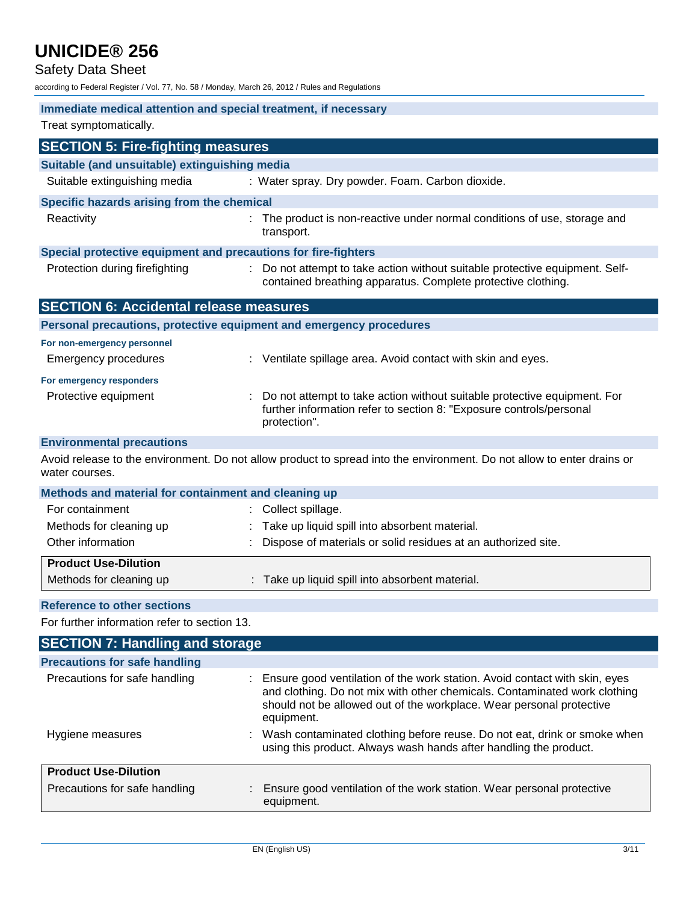### Immediate medical attention and special treatment, if necessary

Treat symptomatically.

## SECTION 5: Fire-fighting measures

### Suitable (and unsuitable) extinguishing media

Suitable extinguishing media : Water spray. Dry powder. Foam. Carbon dioxide.

### Specific hazards arising from the chemical

Reactivity : The product is non-reactive under normal conditions of use, storage and transport.

### Special protective equipment and precautions for fire-fighters

Protection during firefighting : Do not attempt to take action without suitable protective equipment. Self-contained breathing apparatus. Complete protective clothing.

## SECTION 6: Accidental release measures

### Personal precautions, protective equipment and emergency procedures

**For non-emergency personnel**

Emergency procedures : Ventilate spillage area. Avoid contact with skin and eyes.

**For emergency responders**

Protective equipment : Do not attempt to take action without suitable protective equipment. For further information refer to section 8: "Exposure controls/personal protection".

### Environmental precautions

Avoid release to the environment. Do not allow product to spread into the environment. Do not allow to enter drains or water courses.

### Methods and material for containment and cleaning up

For containment : Collect spillage.

Methods for cleaning up : Take up liquid spill into absorbent material.

Other information : Dispose of materials or solid residues at an authorized site.

**Product Use-Dilution**

Methods for cleaning up : Take up liquid spill into absorbent material.

### Reference to other sections

For further information refer to section 13.

## SECTION 7: Handling and storage

### Precautions for safe handling

Precautions for safe handling : Ensure good ventilation of the work station. Avoid contact with skin, eyes and clothing. Do not mix with other chemicals. Contaminated work clothing should not be allowed out of the workplace. Wear personal protective equipment.

Hygiene measures : Wash contaminated clothing before reuse. Do not eat, drink or smoke when using this product. Always wash hands after handling the product.

**Product Use-Dilution**

Precautions for safe handling : Ensure good ventilation of the work station. Wear personal protective equipment.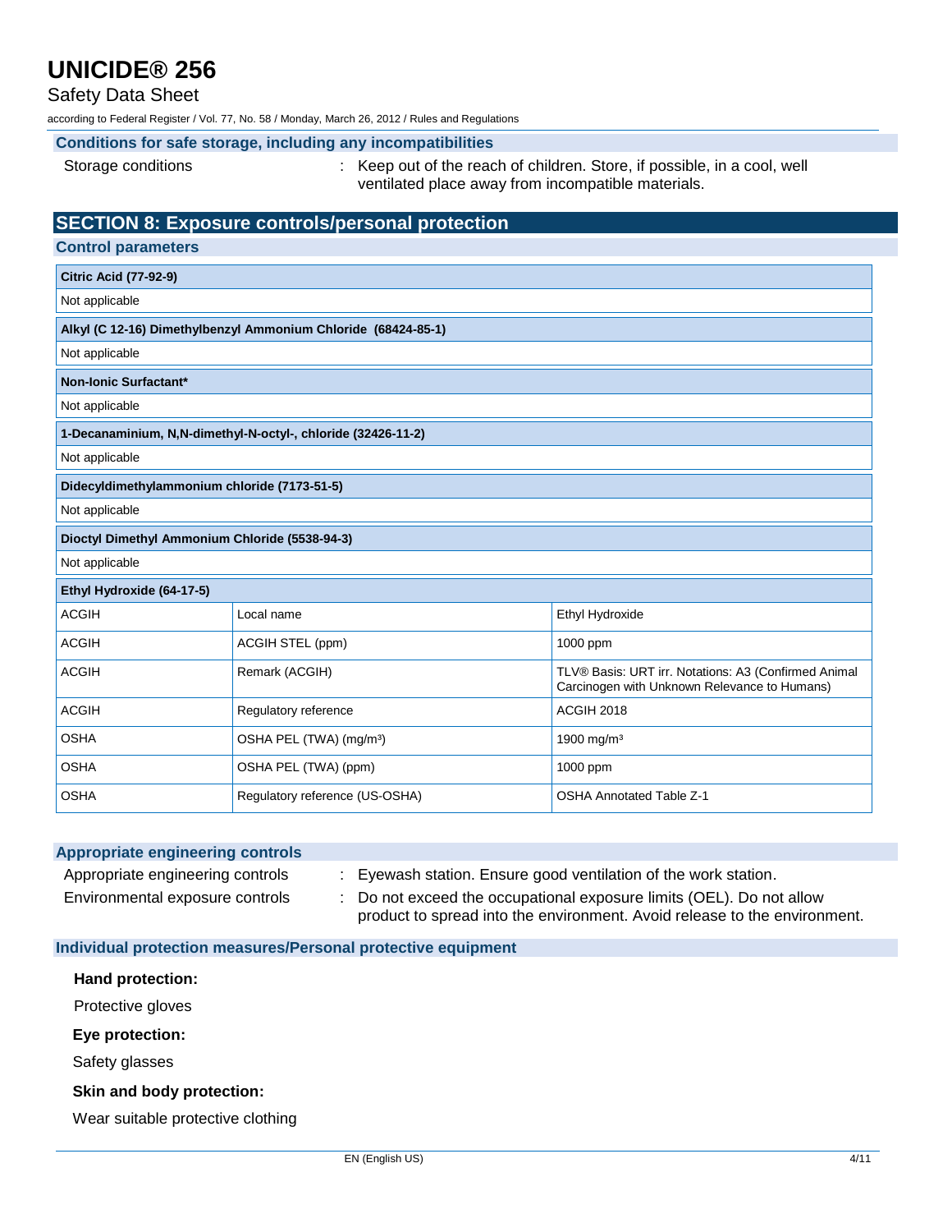#### Conditions for safe storage, including any incompatibilities

Storage conditions : Keep out of the reach of children. Store, if possible, in a cool, well ventilated place away from incompatible materials.

## SECTION 8: Exposure controls/personal protection

### Control parameters

| Citric Acid (77-92-9) |
|---|
| Not applicable |

| Alkyl (C 12-16) Dimethylbenzyl Ammonium Chloride (68424-85-1) |
|---|
| Not applicable |

| Non-Ionic Surfactant* |
|---|
| Not applicable |

| 1-Decanaminium, N,N-dimethyl-N-octyl-, chloride (32426-11-2) |
|---|
| Not applicable |

| Didecyldimethylammonium chloride (7173-51-5) |
|---|
| Not applicable |

| Dioctyl Dimethyl Ammonium Chloride (5538-94-3) |
|---|
| Not applicable |

| Ethyl Hydroxide (64-17-5) | | |
|---|---|---|
| ACGIH | Local name | Ethyl Hydroxide |
| ACGIH | ACGIH STEL (ppm) | 1000 ppm |
| ACGIH | Remark (ACGIH) | TLV® Basis: URT irr. Notations: A3 (Confirmed Animal Carcinogen with Unknown Relevance to Humans) |
| ACGIH | Regulatory reference | ACGIH 2018 |
| OSHA | OSHA PEL (TWA) (mg/m³) | 1900 mg/m³ |
| OSHA | OSHA PEL (TWA) (ppm) | 1000 ppm |
| OSHA | Regulatory reference (US-OSHA) | OSHA Annotated Table Z-1 |

### Appropriate engineering controls

Appropriate engineering controls : Eyewash station. Ensure good ventilation of the work station.

Environmental exposure controls : Do not exceed the occupational exposure limits (OEL). Do not allow product to spread into the environment. Avoid release to the environment.

### Individual protection measures/Personal protective equipment

**Hand protection:**

Protective gloves

**Eye protection:**

Safety glasses

**Skin and body protection:**

Wear suitable protective clothing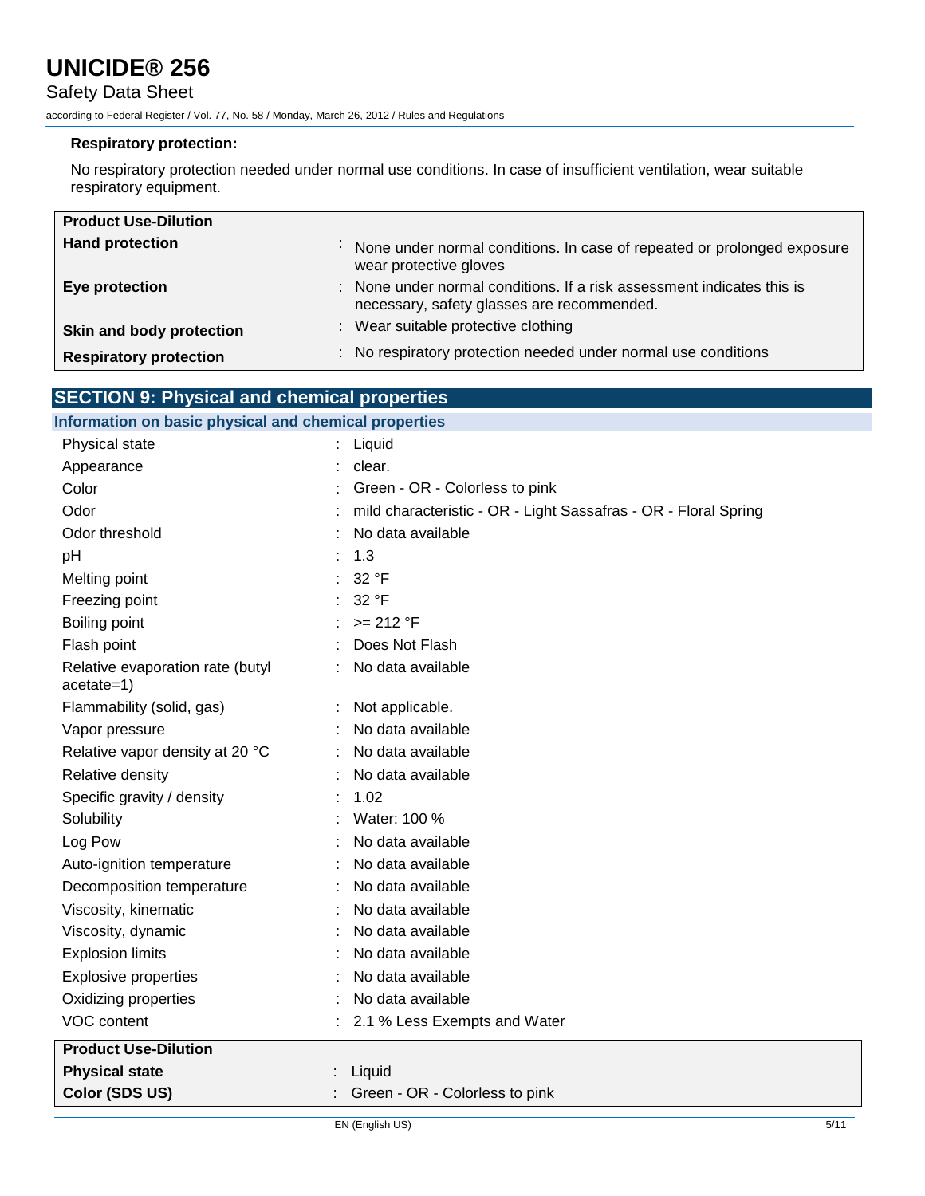**Respiratory protection:**

No respiratory protection needed under normal use conditions. In case of insufficient ventilation, wear suitable respiratory equipment.

| Product Use-Dilution | |
|---|---|
| **Hand protection** | : None under normal conditions. In case of repeated or prolonged exposure wear protective gloves |
| **Eye protection** | : None under normal conditions. If a risk assessment indicates this is necessary, safety glasses are recommended. |
| **Skin and body protection** | : Wear suitable protective clothing |
| **Respiratory protection** | : No respiratory protection needed under normal use conditions |

## SECTION 9: Physical and chemical properties

### Information on basic physical and chemical properties

| | |
|---|---|
| Physical state | : Liquid |
| Appearance | : clear. |
| Color | : Green - OR - Colorless to pink |
| Odor | : mild characteristic - OR - Light Sassafras - OR - Floral Spring |
| Odor threshold | : No data available |
| pH | : 1.3 |
| Melting point | : 32 °F |
| Freezing point | : 32 °F |
| Boiling point | : >= 212 °F |
| Flash point | : Does Not Flash |
| Relative evaporation rate (butyl acetate=1) | : No data available |
| Flammability (solid, gas) | : Not applicable. |
| Vapor pressure | : No data available |
| Relative vapor density at 20 °C | : No data available |
| Relative density | : No data available |
| Specific gravity / density | : 1.02 |
| Solubility | : Water: 100 % |
| Log Pow | : No data available |
| Auto-ignition temperature | : No data available |
| Decomposition temperature | : No data available |
| Viscosity, kinematic | : No data available |
| Viscosity, dynamic | : No data available |
| Explosion limits | : No data available |
| Explosive properties | : No data available |
| Oxidizing properties | : No data available |
| VOC content | : 2.1 % Less Exempts and Water |

| Product Use-Dilution | |
|---|---|
| **Physical state** | : Liquid |
| **Color (SDS US)** | : Green - OR - Colorless to pink |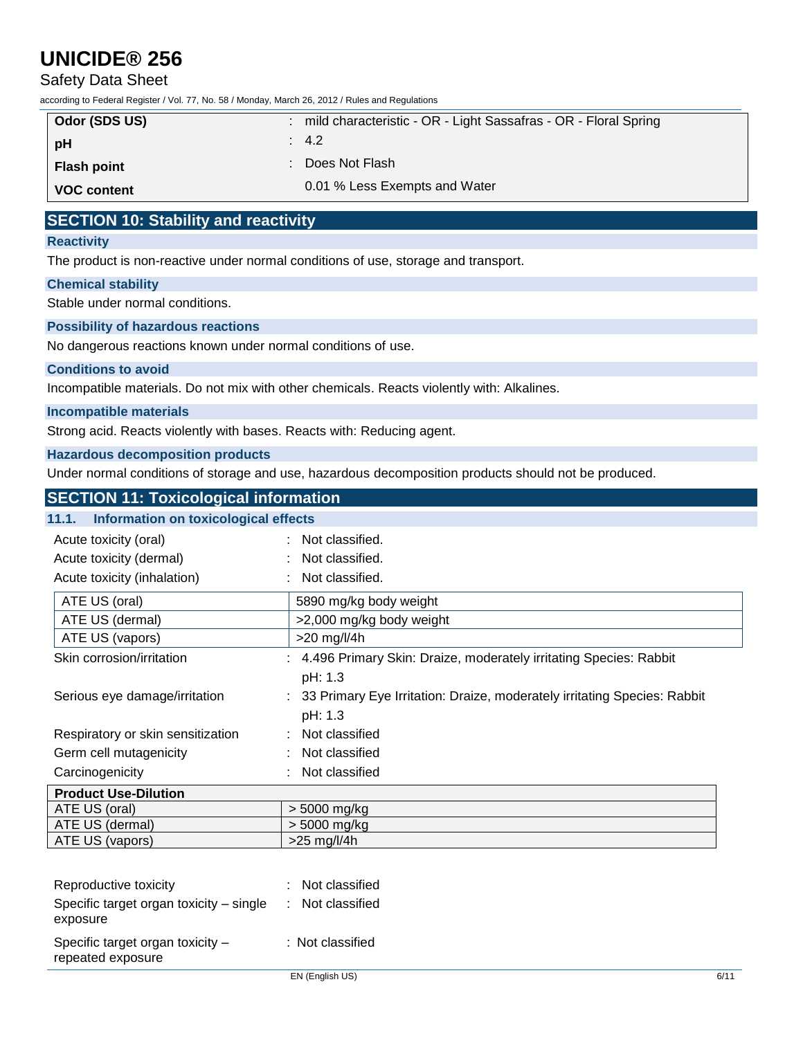| | |
|---|---|
| **Odor (SDS US)** | : mild characteristic - OR - Light Sassafras - OR - Floral Spring |
| **pH** | : 4.2 |
| **Flash point** | : Does Not Flash |
| **VOC content** | 0.01 % Less Exempts and Water |

## SECTION 10: Stability and reactivity

### Reactivity

The product is non-reactive under normal conditions of use, storage and transport.

### Chemical stability

Stable under normal conditions.

### Possibility of hazardous reactions

No dangerous reactions known under normal conditions of use.

### Conditions to avoid

Incompatible materials. Do not mix with other chemicals. Reacts violently with: Alkalines.

### Incompatible materials

Strong acid. Reacts violently with bases. Reacts with: Reducing agent.

### Hazardous decomposition products

Under normal conditions of storage and use, hazardous decomposition products should not be produced.

## SECTION 11: Toxicological information

### 11.1. Information on toxicological effects

Acute toxicity (oral) : Not classified.

Acute toxicity (dermal) : Not classified.

Acute toxicity (inhalation) : Not classified.

| | |
|---|---|
| ATE US (oral) | 5890 mg/kg body weight |
| ATE US (dermal) | >2,000 mg/kg body weight |
| ATE US (vapors) | >20 mg/l/4h |

Skin corrosion/irritation : 4.496 Primary Skin: Draize, moderately irritating Species: Rabbit
pH: 1.3

Serious eye damage/irritation : 33 Primary Eye Irritation: Draize, moderately irritating Species: Rabbit
pH: 1.3

Respiratory or skin sensitization : Not classified

Germ cell mutagenicity : Not classified

Carcinogenicity : Not classified

| **Product Use-Dilution** | |
|---|---|
| ATE US (oral) | > 5000 mg/kg |
| ATE US (dermal) | > 5000 mg/kg |
| ATE US (vapors) | >25 mg/l/4h |

Reproductive toxicity : Not classified

Specific target organ toxicity – single exposure : Not classified

Specific target organ toxicity – repeated exposure : Not classified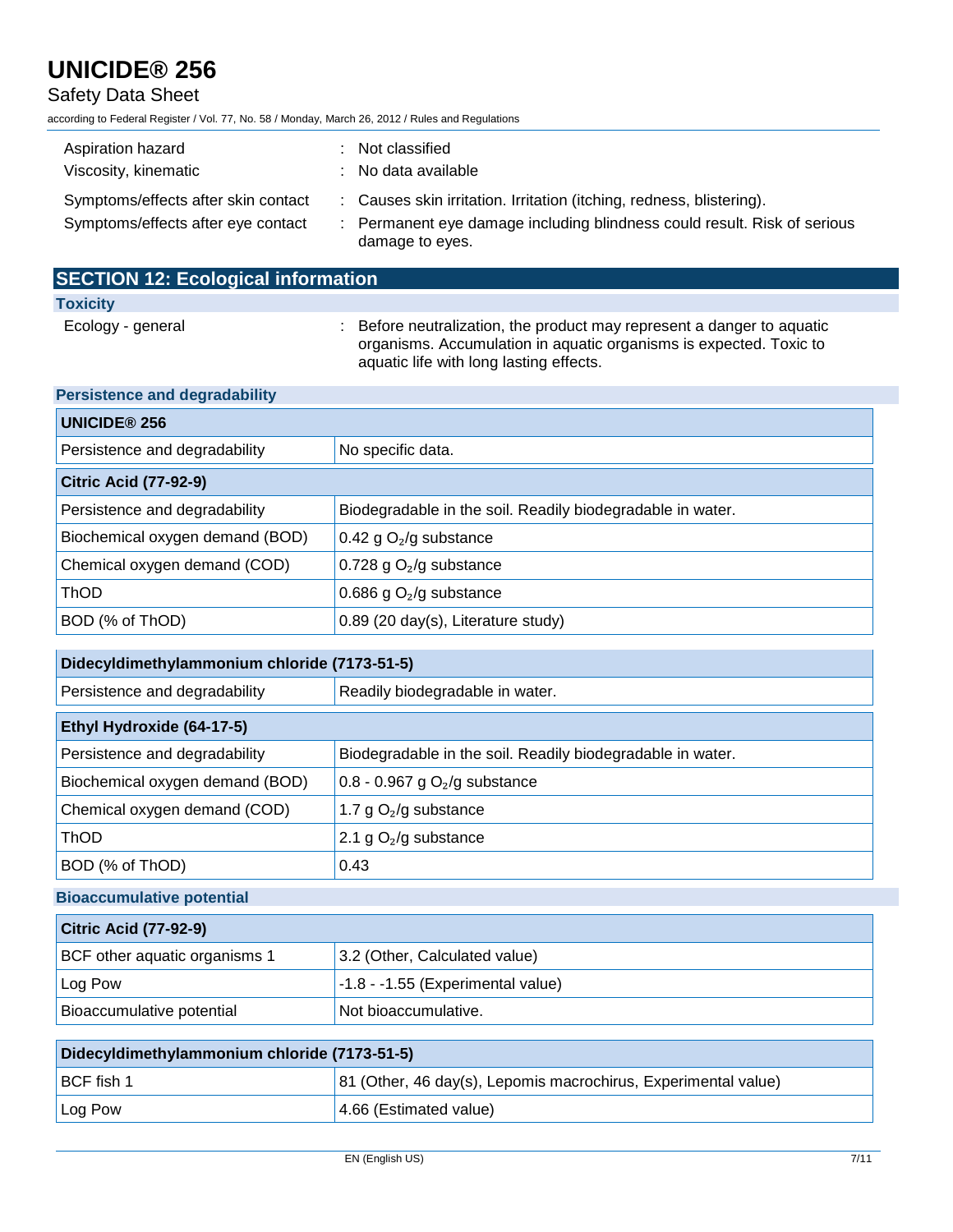Aspiration hazard : Not classified

Viscosity, kinematic : No data available

Symptoms/effects after skin contact : Causes skin irritation. Irritation (itching, redness, blistering).

Symptoms/effects after eye contact : Permanent eye damage including blindness could result. Risk of serious damage to eyes.

## SECTION 12: Ecological information

### Toxicity

Ecology - general : Before neutralization, the product may represent a danger to aquatic organisms. Accumulation in aquatic organisms is expected. Toxic to aquatic life with long lasting effects.

### Persistence and degradability

| UNICIDE® 256 | |
|---|---|
| Persistence and degradability | No specific data. |
| **Citric Acid (77-92-9)** | |
| Persistence and degradability | Biodegradable in the soil. Readily biodegradable in water. |
| Biochemical oxygen demand (BOD) | 0.42 g $O_2$/g substance |
| Chemical oxygen demand (COD) | 0.728 g $O_2$/g substance |
| ThOD | 0.686 g $O_2$/g substance |
| BOD (% of ThOD) | 0.89 (20 day(s), Literature study) |

| Didecyldimethylammonium chloride (7173-51-5) | |
|---|---|
| Persistence and degradability | Readily biodegradable in water. |
| **Ethyl Hydroxide (64-17-5)** | |
| Persistence and degradability | Biodegradable in the soil. Readily biodegradable in water. |
| Biochemical oxygen demand (BOD) | 0.8 - 0.967 g $O_2$/g substance |
| Chemical oxygen demand (COD) | 1.7 g $O_2$/g substance |
| ThOD | 2.1 g $O_2$/g substance |
| BOD (% of ThOD) | 0.43 |

### Bioaccumulative potential

| Citric Acid (77-92-9) | |
|---|---|
| BCF other aquatic organisms 1 | 3.2 (Other, Calculated value) |
| Log Pow | -1.8 - -1.55 (Experimental value) |
| Bioaccumulative potential | Not bioaccumulative. |

| Didecyldimethylammonium chloride (7173-51-5) | |
|---|---|
| BCF fish 1 | 81 (Other, 46 day(s), Lepomis macrochirus, Experimental value) |
| Log Pow | 4.66 (Estimated value) |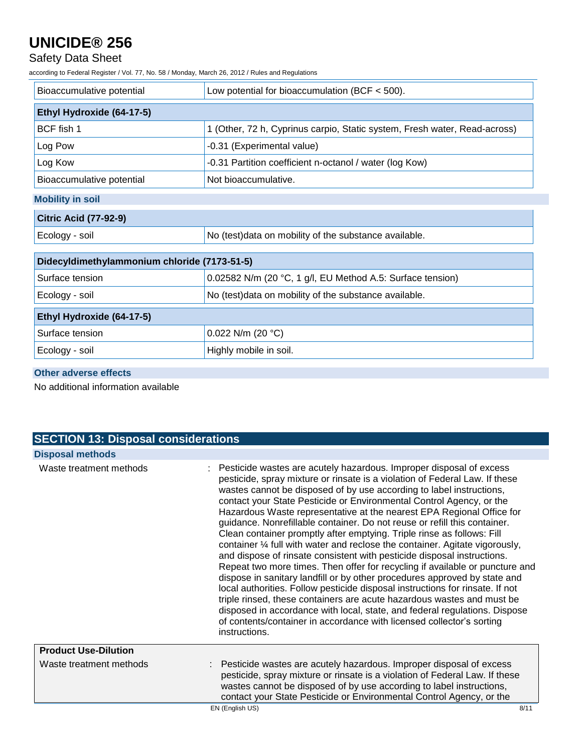| Bioaccumulative potential | Low potential for bioaccumulation (BCF < 500). |
|---|---|

| **Ethyl Hydroxide (64-17-5)** | |
|---|---|
| BCF fish 1 | 1 (Other, 72 h, Cyprinus carpio, Static system, Fresh water, Read-across) |
| Log Pow | -0.31 (Experimental value) |
| Log Kow | -0.31 Partition coefficient n-octanol / water (log Kow) |
| Bioaccumulative potential | Not bioaccumulative. |

### Mobility in soil

| **Citric Acid (77-92-9)** | |
|---|---|
| Ecology - soil | No (test)data on mobility of the substance available. |

| **Didecyldimethylammonium chloride (7173-51-5)** | |
|---|---|
| Surface tension | 0.02582 N/m (20 °C, 1 g/l, EU Method A.5: Surface tension) |
| Ecology - soil | No (test)data on mobility of the substance available. |

| **Ethyl Hydroxide (64-17-5)** | |
|---|---|
| Surface tension | 0.022 N/m (20 °C) |
| Ecology - soil | Highly mobile in soil. |

### Other adverse effects

No additional information available

## SECTION 13: Disposal considerations

### Disposal methods

Waste treatment methods : Pesticide wastes are acutely hazardous. Improper disposal of excess pesticide, spray mixture or rinsate is a violation of Federal Law. If these wastes cannot be disposed of by use according to label instructions, contact your State Pesticide or Environmental Control Agency, or the Hazardous Waste representative at the nearest EPA Regional Office for guidance. Nonrefillable container. Do not reuse or refill this container. Clean container promptly after emptying. Triple rinse as follows: Fill container ¼ full with water and reclose the container. Agitate vigorously, and dispose of rinsate consistent with pesticide disposal instructions. Repeat two more times. Then offer for recycling if available or puncture and dispose in sanitary landfill or by other procedures approved by state and local authorities. Follow pesticide disposal instructions for rinsate. If not triple rinsed, these containers are acute hazardous wastes and must be disposed in accordance with local, state, and federal regulations. Dispose of contents/container in accordance with licensed collector's sorting instructions.

**Product Use-Dilution**

Waste treatment methods : Pesticide wastes are acutely hazardous. Improper disposal of excess pesticide, spray mixture or rinsate is a violation of Federal Law. If these wastes cannot be disposed of by use according to label instructions, contact your State Pesticide or Environmental Control Agency, or the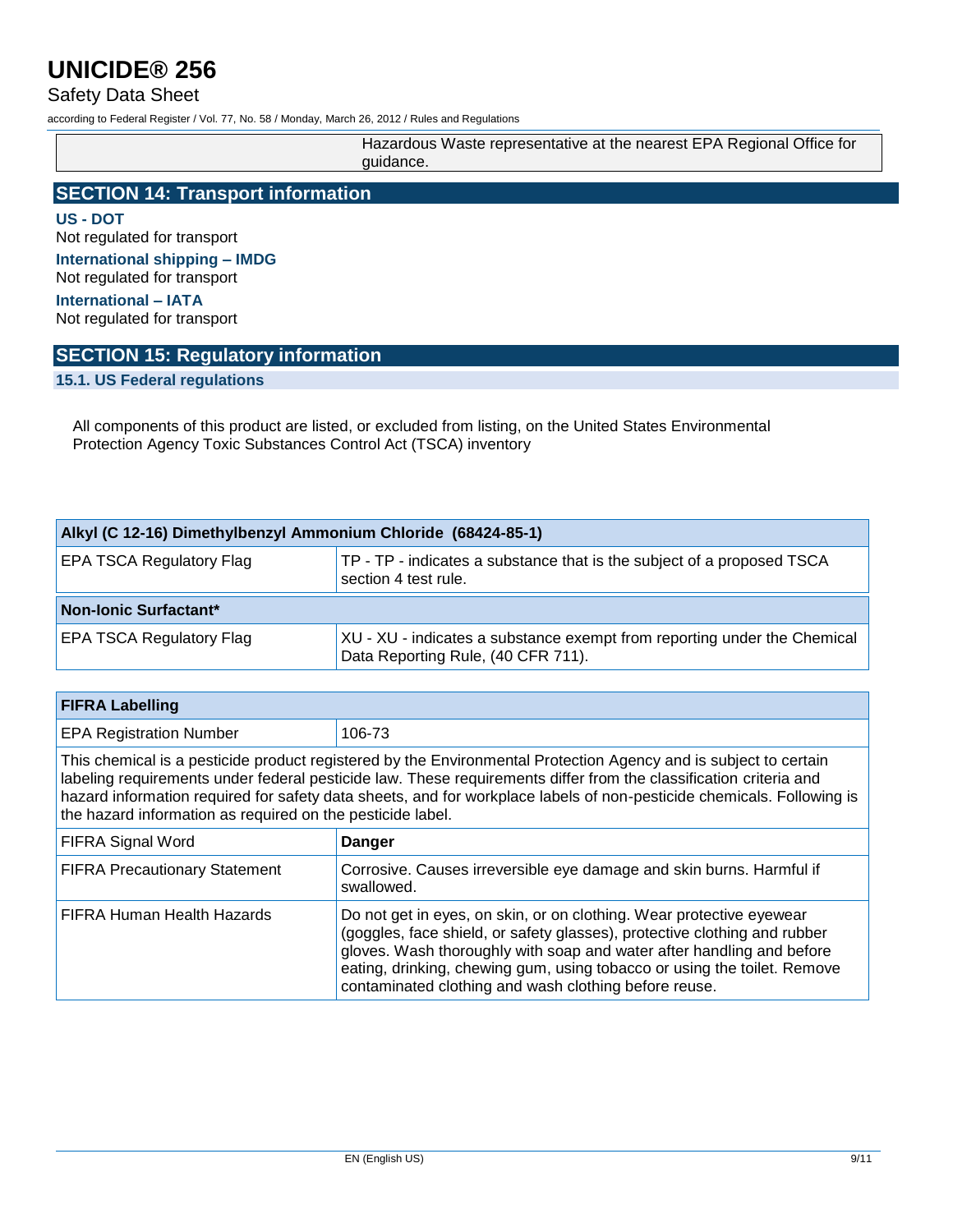| | Hazardous Waste representative at the nearest EPA Regional Office for guidance. |
|---|---|

## SECTION 14: Transport information

**US - DOT**

Not regulated for transport

**International shipping – IMDG**

Not regulated for transport

**International – IATA**

Not regulated for transport

## SECTION 15: Regulatory information

### 15.1. US Federal regulations

All components of this product are listed, or excluded from listing, on the United States Environmental Protection Agency Toxic Substances Control Act (TSCA) inventory

| **Alkyl (C 12-16) Dimethylbenzyl Ammonium Chloride (68424-85-1)** | |
|---|---|
| EPA TSCA Regulatory Flag | TP - TP - indicates a substance that is the subject of a proposed TSCA section 4 test rule. |
| **Non-Ionic Surfactant*** | |
| EPA TSCA Regulatory Flag | XU - XU - indicates a substance exempt from reporting under the Chemical Data Reporting Rule, (40 CFR 711). |

| **FIFRA Labelling** | |
|---|---|
| EPA Registration Number | 106-73 |
| This chemical is a pesticide product registered by the Environmental Protection Agency and is subject to certain labeling requirements under federal pesticide law. These requirements differ from the classification criteria and hazard information required for safety data sheets, and for workplace labels of non-pesticide chemicals. Following is the hazard information as required on the pesticide label. | |
| FIFRA Signal Word | **Danger** |
| FIFRA Precautionary Statement | Corrosive. Causes irreversible eye damage and skin burns. Harmful if swallowed. |
| FIFRA Human Health Hazards | Do not get in eyes, on skin, or on clothing. Wear protective eyewear (goggles, face shield, or safety glasses), protective clothing and rubber gloves. Wash thoroughly with soap and water after handling and before eating, drinking, chewing gum, using tobacco or using the toilet. Remove contaminated clothing and wash clothing before reuse. |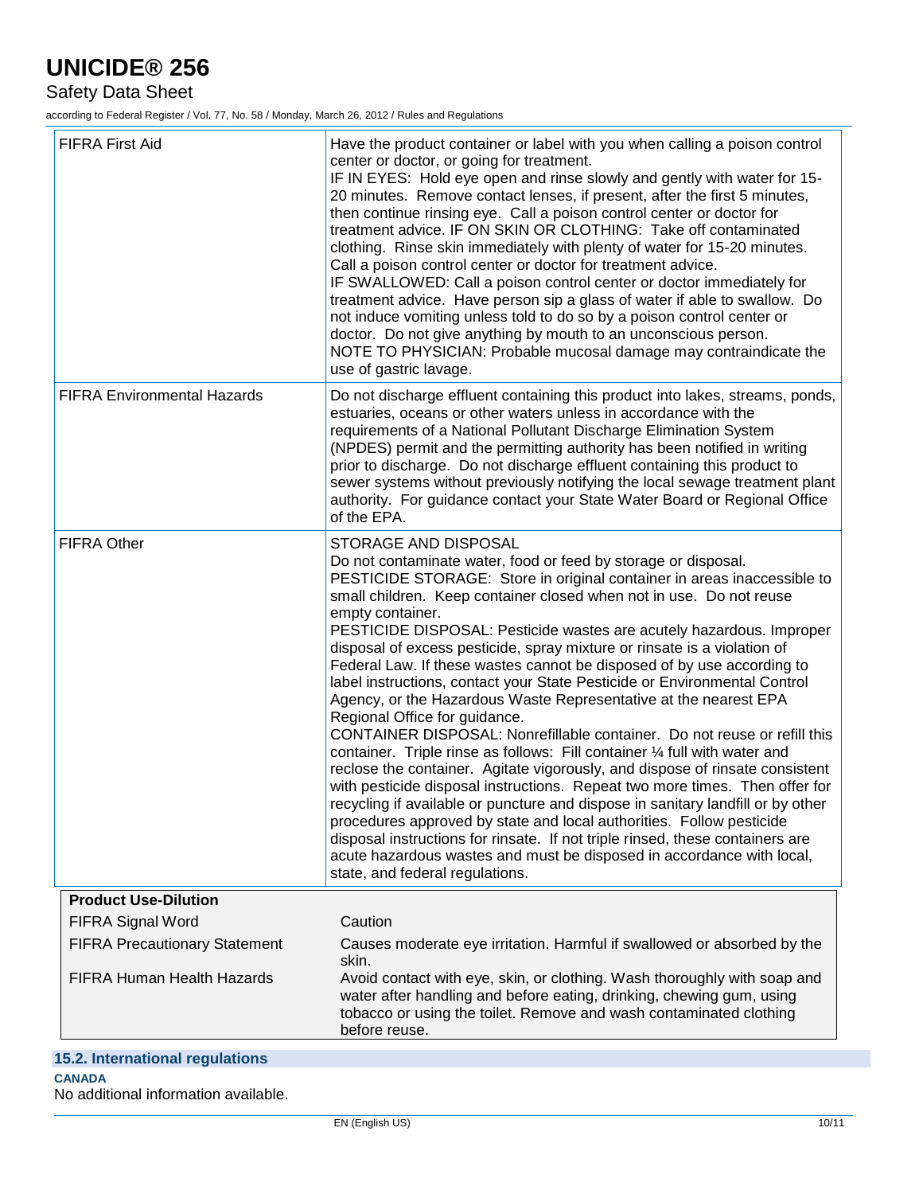| | |
|---|---|
| FIFRA First Aid | Have the product container or label with you when calling a poison control center or doctor, or going for treatment. IF IN EYES: Hold eye open and rinse slowly and gently with water for 15-20 minutes. Remove contact lenses, if present, after the first 5 minutes, then continue rinsing eye. Call a poison control center or doctor for treatment advice. IF ON SKIN OR CLOTHING: Take off contaminated clothing. Rinse skin immediately with plenty of water for 15-20 minutes. Call a poison control center or doctor for treatment advice. IF SWALLOWED: Call a poison control center or doctor immediately for treatment advice. Have person sip a glass of water if able to swallow. Do not induce vomiting unless told to do so by a poison control center or doctor. Do not give anything by mouth to an unconscious person. NOTE TO PHYSICIAN: Probable mucosal damage may contraindicate the use of gastric lavage. |
| FIFRA Environmental Hazards | Do not discharge effluent containing this product into lakes, streams, ponds, estuaries, oceans or other waters unless in accordance with the requirements of a National Pollutant Discharge Elimination System (NPDES) permit and the permitting authority has been notified in writing prior to discharge. Do not discharge effluent containing this product to sewer systems without previously notifying the local sewage treatment plant authority. For guidance contact your State Water Board or Regional Office of the EPA. |
| FIFRA Other | STORAGE AND DISPOSAL Do not contaminate water, food or feed by storage or disposal. PESTICIDE STORAGE: Store in original container in areas inaccessible to small children. Keep container closed when not in use. Do not reuse empty container. PESTICIDE DISPOSAL: Pesticide wastes are acutely hazardous. Improper disposal of excess pesticide, spray mixture or rinsate is a violation of Federal Law. If these wastes cannot be disposed of by use according to label instructions, contact your State Pesticide or Environmental Control Agency, or the Hazardous Waste Representative at the nearest EPA Regional Office for guidance. CONTAINER DISPOSAL: Nonrefillable container. Do not reuse or refill this container. Triple rinse as follows: Fill container ¼ full with water and reclose the container. Agitate vigorously, and dispose of rinsate consistent with pesticide disposal instructions. Repeat two more times. Then offer for recycling if available or puncture and dispose in sanitary landfill or by other procedures approved by state and local authorities. Follow pesticide disposal instructions for rinsate. If not triple rinsed, these containers are acute hazardous wastes and must be disposed in accordance with local, state, and federal regulations. |

| **Product Use-Dilution** | |
|---|---|
| FIFRA Signal Word | Caution |
| FIFRA Precautionary Statement | Causes moderate eye irritation. Harmful if swallowed or absorbed by the skin. |
| FIFRA Human Health Hazards | Avoid contact with eye, skin, or clothing. Wash thoroughly with soap and water after handling and before eating, drinking, chewing gum, using tobacco or using the toilet. Remove and wash contaminated clothing before reuse. |

## 15.2. International regulations

**CANADA**

No additional information available.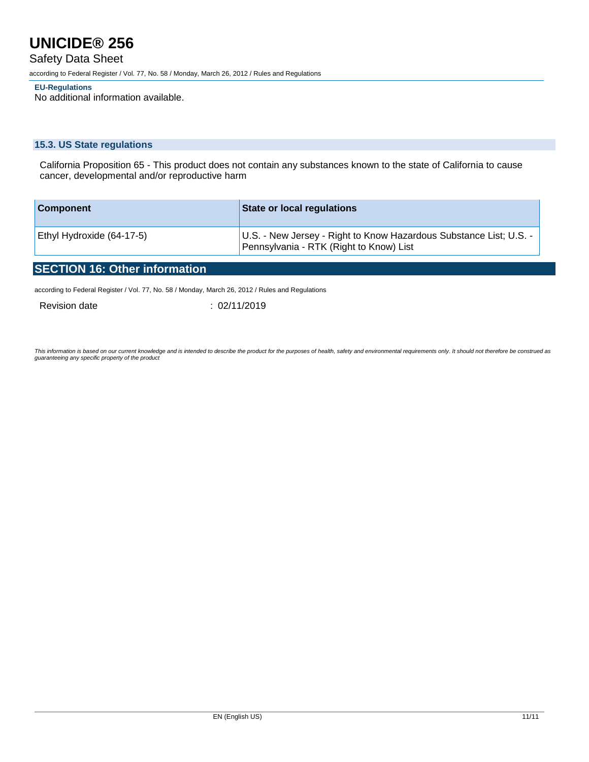**EU-Regulations**

No additional information available.

### 15.3. US State regulations

California Proposition 65 - This product does not contain any substances known to the state of California to cause cancer, developmental and/or reproductive harm

| Component | State or local regulations |
| --- | --- |
| Ethyl Hydroxide (64-17-5) | U.S. - New Jersey - Right to Know Hazardous Substance List; U.S. - Pennsylvania - RTK (Right to Know) List |

## SECTION 16: Other information

according to Federal Register / Vol. 77, No. 58 / Monday, March 26, 2012 / Rules and Regulations

Revision date : 02/11/2019

*This information is based on our current knowledge and is intended to describe the product for the purposes of health, safety and environmental requirements only. It should not therefore be construed as guaranteeing any specific property of the product*